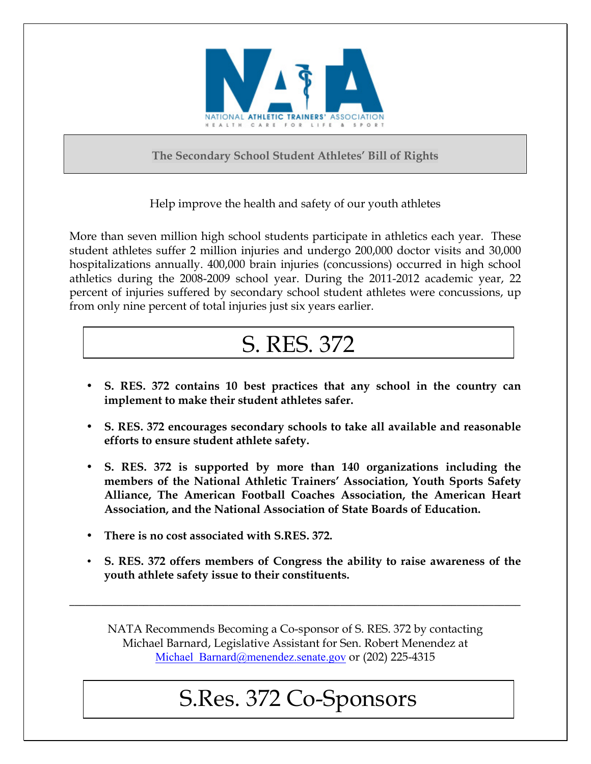NATIONAL ATHLETIC TRAINERS' ASSOCIATION
HEALTH CARE FOR LIFE & SPORT

## The Secondary School Student Athletes' Bill of Rights

Help improve the health and safety of our youth athletes

More than seven million high school students participate in athletics each year. These student athletes suffer 2 million injuries and undergo 200,000 doctor visits and 30,000 hospitalizations annually. 400,000 brain injuries (concussions) occurred in high school athletics during the 2008-2009 school year. During the 2011-2012 academic year, 22 percent of injuries suffered by secondary school student athletes were concussions, up from only nine percent of total injuries just six years earlier.

# S. RES. 372

- **S. RES. 372 contains 10 best practices that any school in the country can implement to make their student athletes safer.**
- **S. RES. 372 encourages secondary schools to take all available and reasonable efforts to ensure student athlete safety.**
- **S. RES. 372 is supported by more than 140 organizations including the members of the National Athletic Trainers' Association, Youth Sports Safety Alliance, The American Football Coaches Association, the American Heart Association, and the National Association of State Boards of Education.**
- **There is no cost associated with S.RES. 372.**
- **S. RES. 372 offers members of Congress the ability to raise awareness of the youth athlete safety issue to their constituents.**

---

NATA Recommends Becoming a Co-sponsor of S. RES. 372 by contacting Michael Barnard, Legislative Assistant for Sen. Robert Menendez at Michael_Barnard@menendez.senate.gov or (202) 225-4315

# S.Res. 372 Co-Sponsors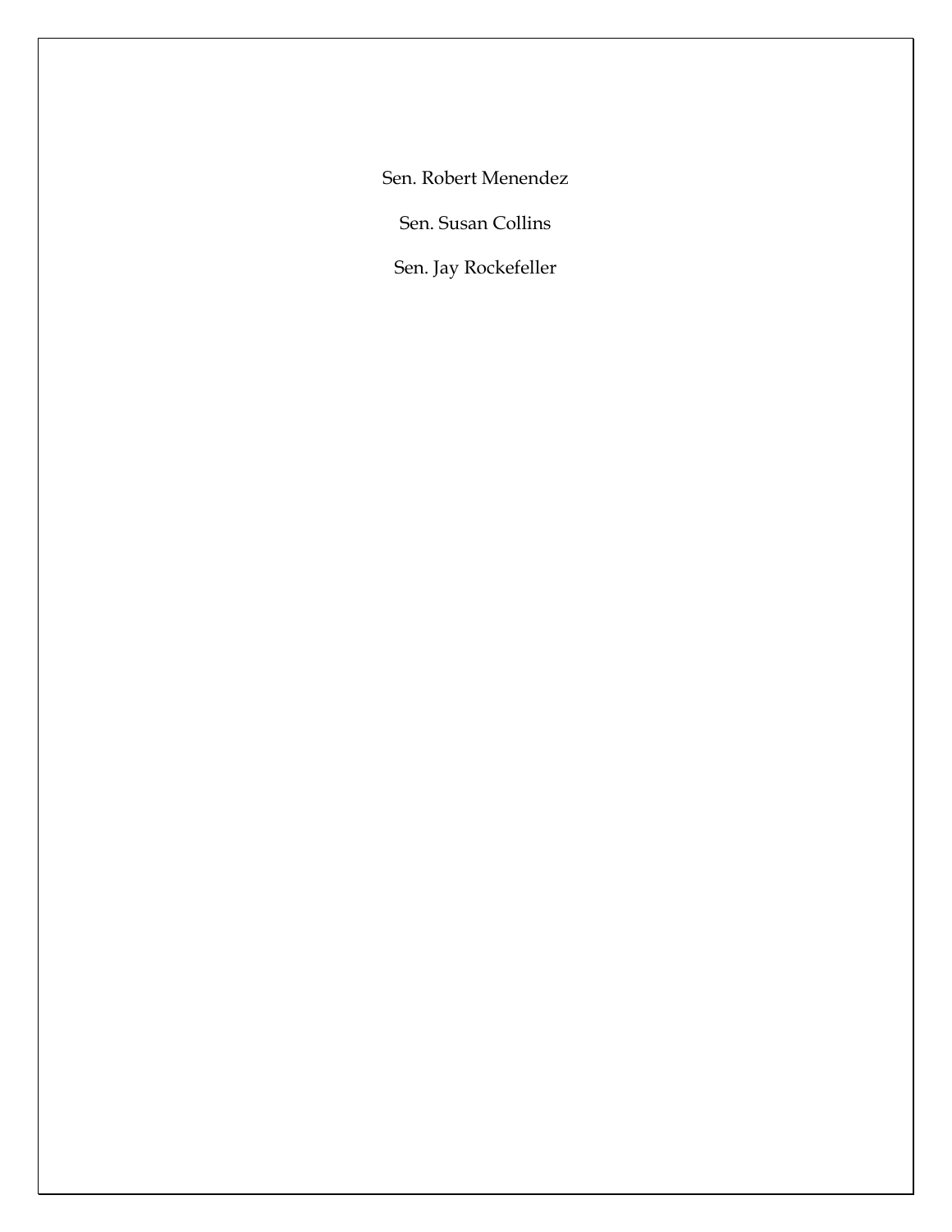Sen. Robert Menendez

Sen. Susan Collins

Sen. Jay Rockefeller